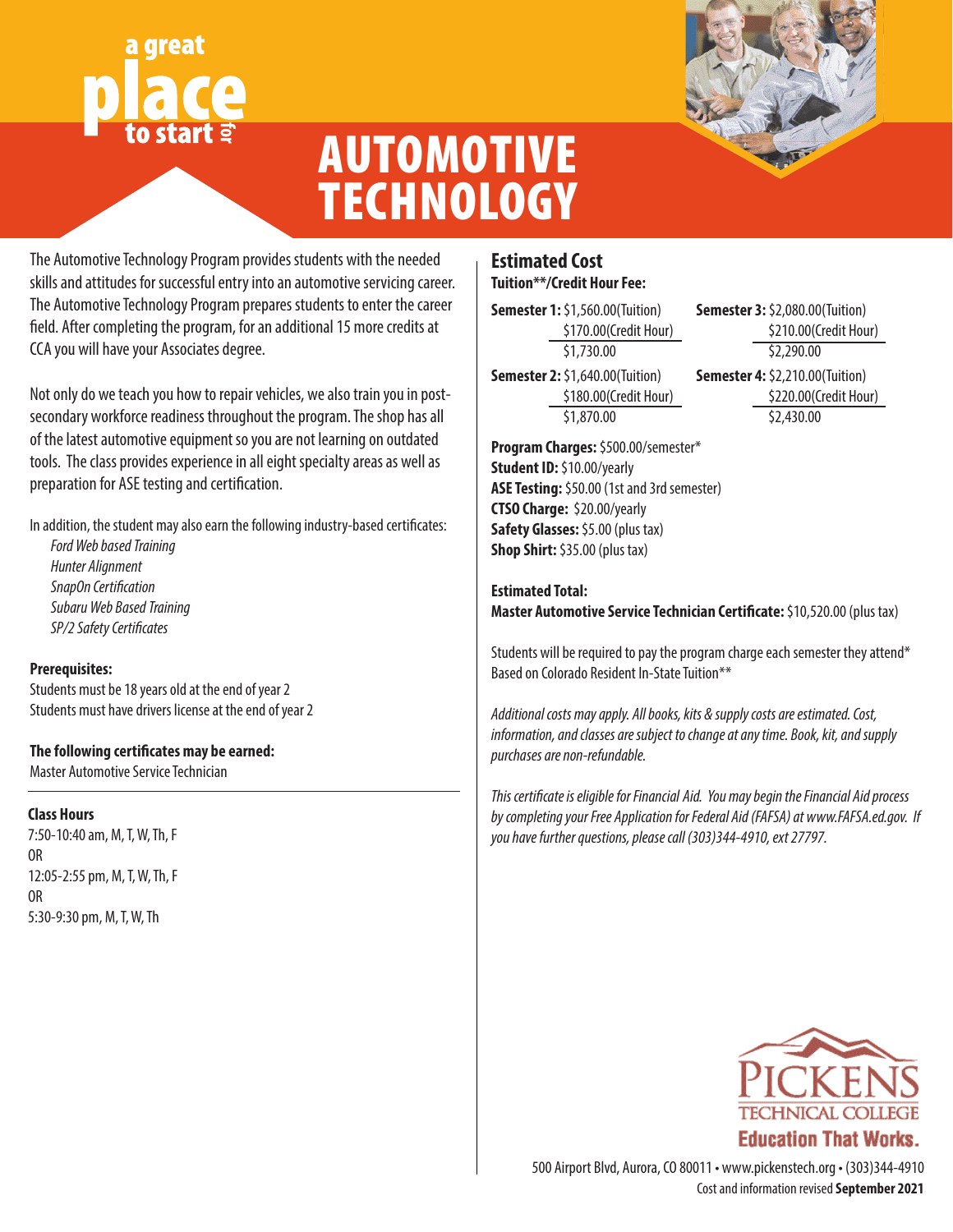a great **place** to start for

# AUTOMOTIVE TECHNOLOGY

The Automotive Technology Program provides students with the needed skills and attitudes for successful entry into an automotive servicing career. The Automotive Technology Program prepares students to enter the career field. After completing the program, for an additional 15 more credits at CCA you will have your Associates degree.

Not only do we teach you how to repair vehicles, we also train you in post-secondary workforce readiness throughout the program. The shop has all of the latest automotive equipment so you are not learning on outdated tools. The class provides experience in all eight specialty areas as well as preparation for ASE testing and certification.

In addition, the student may also earn the following industry-based certificates:

- *Ford Web based Training*
- *Hunter Alignment*
- *SnapOn Certification*
- *Subaru Web Based Training*
- *SP/2 Safety Certificates*

**Prerequisites:**
Students must be 18 years old at the end of year 2
Students must have drivers license at the end of year 2

**The following certificates may be earned:**
Master Automotive Service Technician

**Class Hours**
7:50-10:40 am, M, T, W, Th, F
OR
12:05-2:55 pm, M, T, W, Th, F
OR
5:30-9:30 pm, M, T, W, Th

## Estimated Cost

**Tuition\*\*/Credit Hour Fee:**

**Semester 1:** $1,560.00(Tuition)
$170.00(Credit Hour)
$1,730.00

**Semester 2:** $1,640.00(Tuition)
$180.00(Credit Hour)
$1,870.00

**Semester 3:** $2,080.00(Tuition)
$210.00(Credit Hour)
$2,290.00

**Semester 4:** $2,210.00(Tuition)
$220.00(Credit Hour)
$2,430.00

**Program Charges:** $500.00/semester*
**Student ID:** $10.00/yearly
**ASE Testing:** $50.00 (1st and 3rd semester)
**CTSO Charge:** $20.00/yearly
**Safety Glasses:** $5.00 (plus tax)
**Shop Shirt:** $35.00 (plus tax)

**Estimated Total:**
**Master Automotive Service Technician Certificate:** $10,520.00 (plus tax)

Students will be required to pay the program charge each semester they attend*
Based on Colorado Resident In-State Tuition**

*Additional costs may apply. All books, kits & supply costs are estimated. Cost, information, and classes are subject to change at any time. Book, kit, and supply purchases are non-refundable.*

*This certificate is eligible for Financial Aid. You may begin the Financial Aid process by completing your Free Application for Federal Aid (FAFSA) at www.FAFSA.ed.gov. If you have further questions, please call (303)344-4910, ext 27797.*

PICKENS TECHNICAL COLLEGE
**Education That Works.**

500 Airport Blvd, Aurora, CO 80011 • www.pickenstech.org • (303)344-4910
Cost and information revised **September 2021**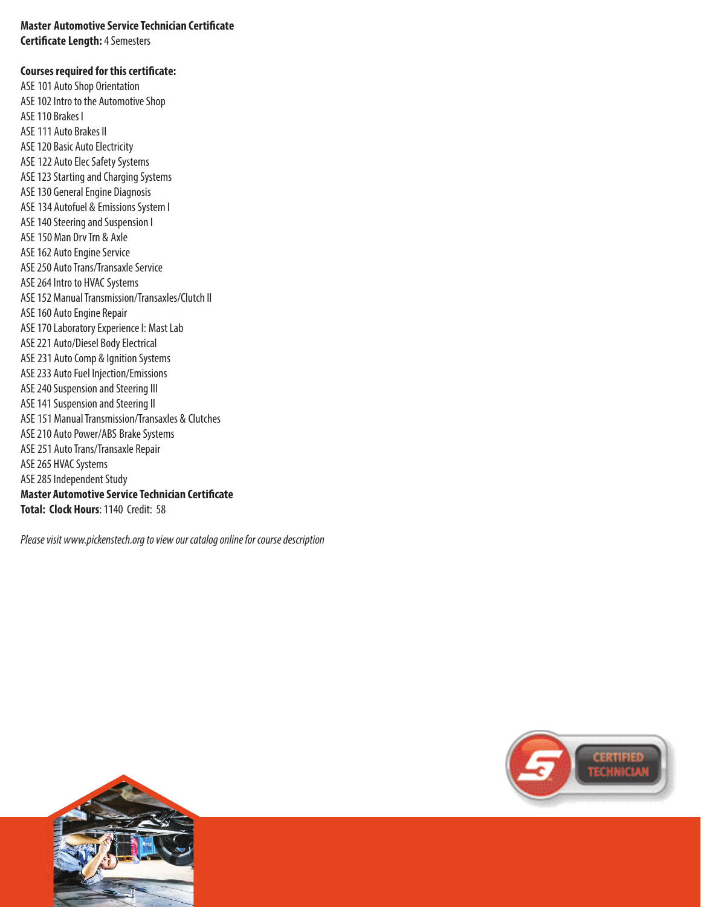**Master Automotive Service Technician Certificate**
**Certificate Length:** 4 Semesters

**Courses required for this certificate:**

ASE 101 Auto Shop Orientation
ASE 102 Intro to the Automotive Shop
ASE 110 Brakes I
ASE 111 Auto Brakes II
ASE 120 Basic Auto Electricity
ASE 122 Auto Elec Safety Systems
ASE 123 Starting and Charging Systems
ASE 130 General Engine Diagnosis
ASE 134 Autofuel & Emissions System I
ASE 140 Steering and Suspension I
ASE 150 Man Drv Trn & Axle
ASE 162 Auto Engine Service
ASE 250 Auto Trans/Transaxle Service
ASE 264 Intro to HVAC Systems
ASE 152 Manual Transmission/Transaxles/Clutch II
ASE 160 Auto Engine Repair
ASE 170 Laboratory Experience I: Mast Lab
ASE 221 Auto/Diesel Body Electrical
ASE 231 Auto Comp & Ignition Systems
ASE 233 Auto Fuel Injection/Emissions
ASE 240 Suspension and Steering III
ASE 141 Suspension and Steering II
ASE 151 Manual Transmission/Transaxles & Clutches
ASE 210 Auto Power/ABS Brake Systems
ASE 251 Auto Trans/Transaxle Repair
ASE 265 HVAC Systems
ASE 285 Independent Study
**Master Automotive Service Technician Certificate**
**Total: Clock Hours**: 1140 Credit: 58

*Please visit www.pickenstech.org to view our catalog online for course description*

CERTIFIED TECHNICIAN